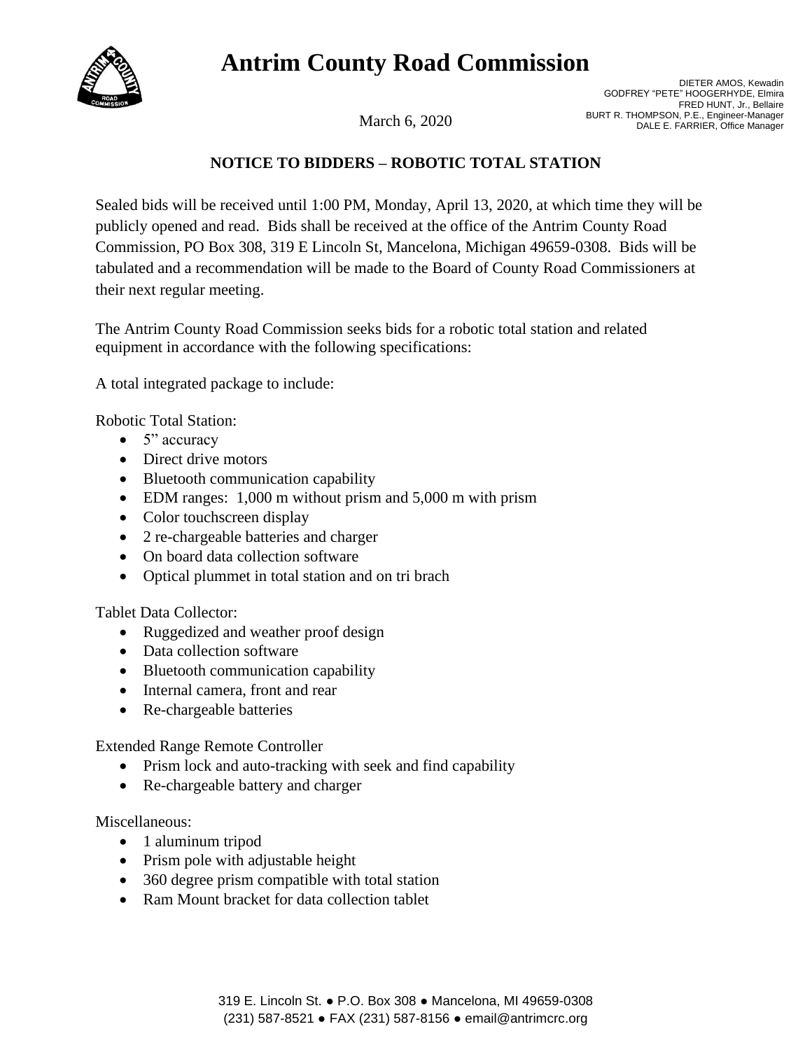# Antrim County Road Commission

DIETER AMOS, Kewadin
GODFREY "PETE" HOOGERHYDE, Elmira
FRED HUNT, Jr., Bellaire
BURT R. THOMPSON, P.E., Engineer-Manager
DALE E. FARRIER, Office Manager

March 6, 2020

## NOTICE TO BIDDERS – ROBOTIC TOTAL STATION

Sealed bids will be received until 1:00 PM, Monday, April 13, 2020, at which time they will be publicly opened and read. Bids shall be received at the office of the Antrim County Road Commission, PO Box 308, 319 E Lincoln St, Mancelona, Michigan 49659-0308. Bids will be tabulated and a recommendation will be made to the Board of County Road Commissioners at their next regular meeting.

The Antrim County Road Commission seeks bids for a robotic total station and related equipment in accordance with the following specifications:

A total integrated package to include:

Robotic Total Station:

- 5" accuracy
- Direct drive motors
- Bluetooth communication capability
- EDM ranges: 1,000 m without prism and 5,000 m with prism
- Color touchscreen display
- 2 re-chargeable batteries and charger
- On board data collection software
- Optical plummet in total station and on tri brach

Tablet Data Collector:

- Ruggedized and weather proof design
- Data collection software
- Bluetooth communication capability
- Internal camera, front and rear
- Re-chargeable batteries

Extended Range Remote Controller

- Prism lock and auto-tracking with seek and find capability
- Re-chargeable battery and charger

Miscellaneous:

- 1 aluminum tripod
- Prism pole with adjustable height
- 360 degree prism compatible with total station
- Ram Mount bracket for data collection tablet

319 E. Lincoln St. ● P.O. Box 308 ● Mancelona, MI 49659-0308
(231) 587-8521 ● FAX (231) 587-8156 ● email@antrimcrc.org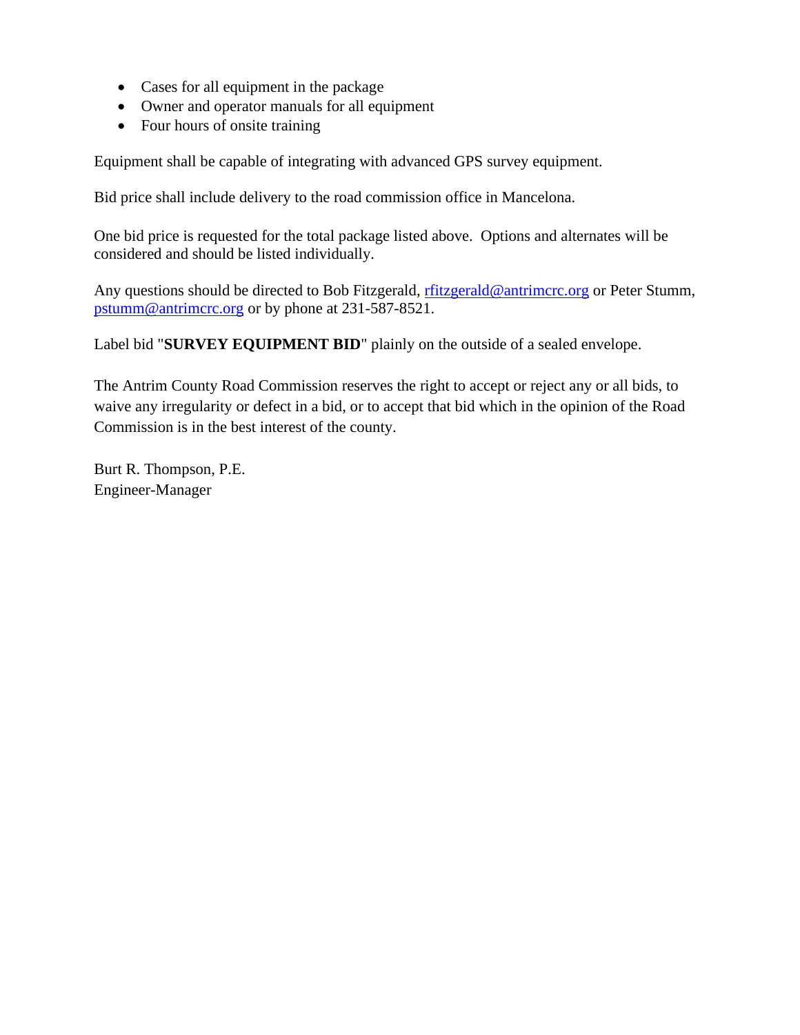- Cases for all equipment in the package
- Owner and operator manuals for all equipment
- Four hours of onsite training

Equipment shall be capable of integrating with advanced GPS survey equipment.

Bid price shall include delivery to the road commission office in Mancelona.

One bid price is requested for the total package listed above. Options and alternates will be considered and should be listed individually.

Any questions should be directed to Bob Fitzgerald, rfitzgerald@antrimcrc.org or Peter Stumm, pstumm@antrimcrc.org or by phone at 231-587-8521.

Label bid "**SURVEY EQUIPMENT BID**" plainly on the outside of a sealed envelope.

The Antrim County Road Commission reserves the right to accept or reject any or all bids, to waive any irregularity or defect in a bid, or to accept that bid which in the opinion of the Road Commission is in the best interest of the county.

Burt R. Thompson, P.E.
Engineer-Manager